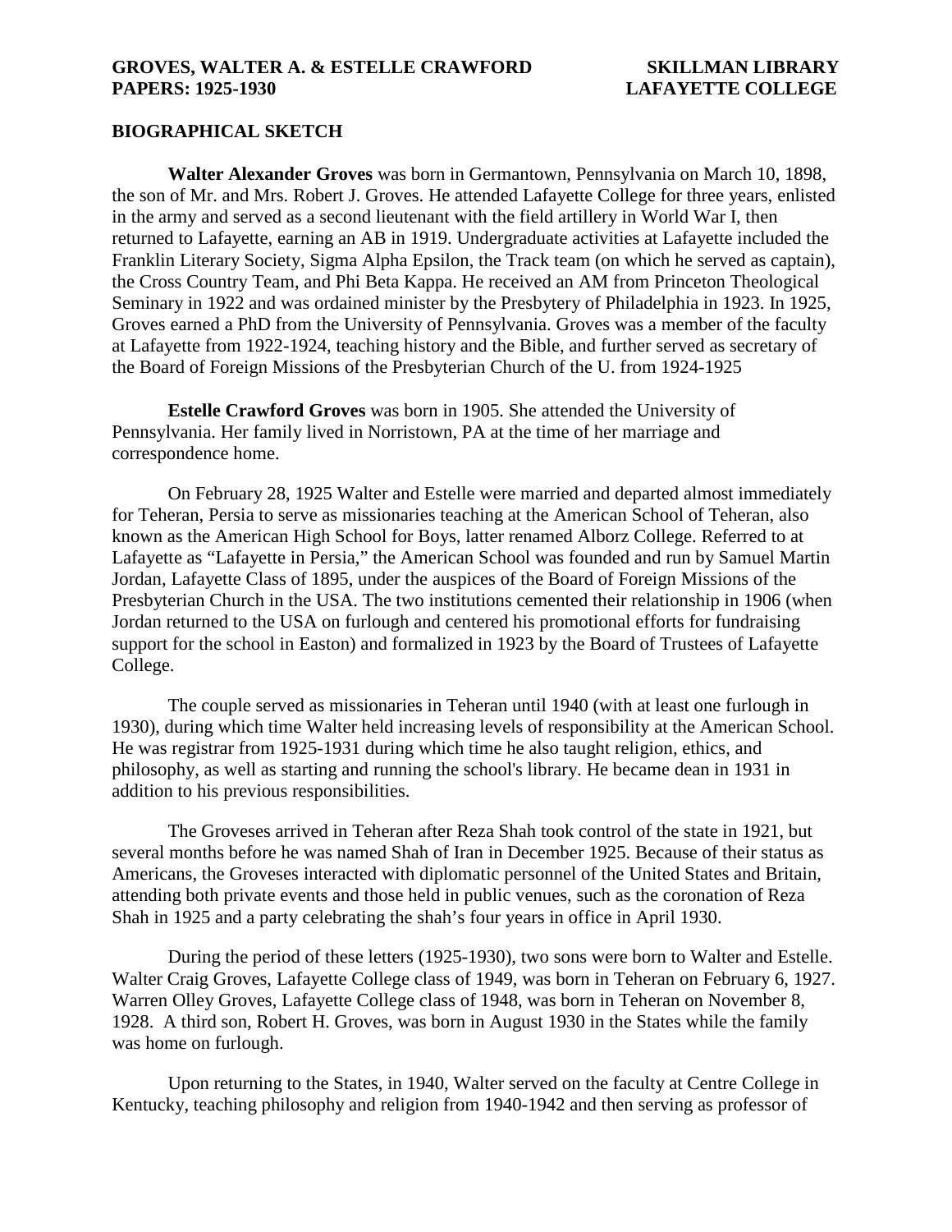# GROVES, WALTER A. & ESTELLE CRAWFORD PAPERS: 1925-1930

**SKILLMAN LIBRARY LAFAYETTE COLLEGE**

## BIOGRAPHICAL SKETCH

**Walter Alexander Groves** was born in Germantown, Pennsylvania on March 10, 1898, the son of Mr. and Mrs. Robert J. Groves. He attended Lafayette College for three years, enlisted in the army and served as a second lieutenant with the field artillery in World War I, then returned to Lafayette, earning an AB in 1919. Undergraduate activities at Lafayette included the Franklin Literary Society, Sigma Alpha Epsilon, the Track team (on which he served as captain), the Cross Country Team, and Phi Beta Kappa. He received an AM from Princeton Theological Seminary in 1922 and was ordained minister by the Presbytery of Philadelphia in 1923. In 1925, Groves earned a PhD from the University of Pennsylvania. Groves was a member of the faculty at Lafayette from 1922-1924, teaching history and the Bible, and further served as secretary of the Board of Foreign Missions of the Presbyterian Church of the U. from 1924-1925

**Estelle Crawford Groves** was born in 1905. She attended the University of Pennsylvania. Her family lived in Norristown, PA at the time of her marriage and correspondence home.

On February 28, 1925 Walter and Estelle were married and departed almost immediately for Teheran, Persia to serve as missionaries teaching at the American School of Teheran, also known as the American High School for Boys, latter renamed Alborz College. Referred to at Lafayette as "Lafayette in Persia," the American School was founded and run by Samuel Martin Jordan, Lafayette Class of 1895, under the auspices of the Board of Foreign Missions of the Presbyterian Church in the USA. The two institutions cemented their relationship in 1906 (when Jordan returned to the USA on furlough and centered his promotional efforts for fundraising support for the school in Easton) and formalized in 1923 by the Board of Trustees of Lafayette College.

The couple served as missionaries in Teheran until 1940 (with at least one furlough in 1930), during which time Walter held increasing levels of responsibility at the American School. He was registrar from 1925-1931 during which time he also taught religion, ethics, and philosophy, as well as starting and running the school's library. He became dean in 1931 in addition to his previous responsibilities.

The Groveses arrived in Teheran after Reza Shah took control of the state in 1921, but several months before he was named Shah of Iran in December 1925. Because of their status as Americans, the Groveses interacted with diplomatic personnel of the United States and Britain, attending both private events and those held in public venues, such as the coronation of Reza Shah in 1925 and a party celebrating the shah's four years in office in April 1930.

During the period of these letters (1925-1930), two sons were born to Walter and Estelle. Walter Craig Groves, Lafayette College class of 1949, was born in Teheran on February 6, 1927. Warren Olley Groves, Lafayette College class of 1948, was born in Teheran on November 8, 1928. A third son, Robert H. Groves, was born in August 1930 in the States while the family was home on furlough.

Upon returning to the States, in 1940, Walter served on the faculty at Centre College in Kentucky, teaching philosophy and religion from 1940-1942 and then serving as professor of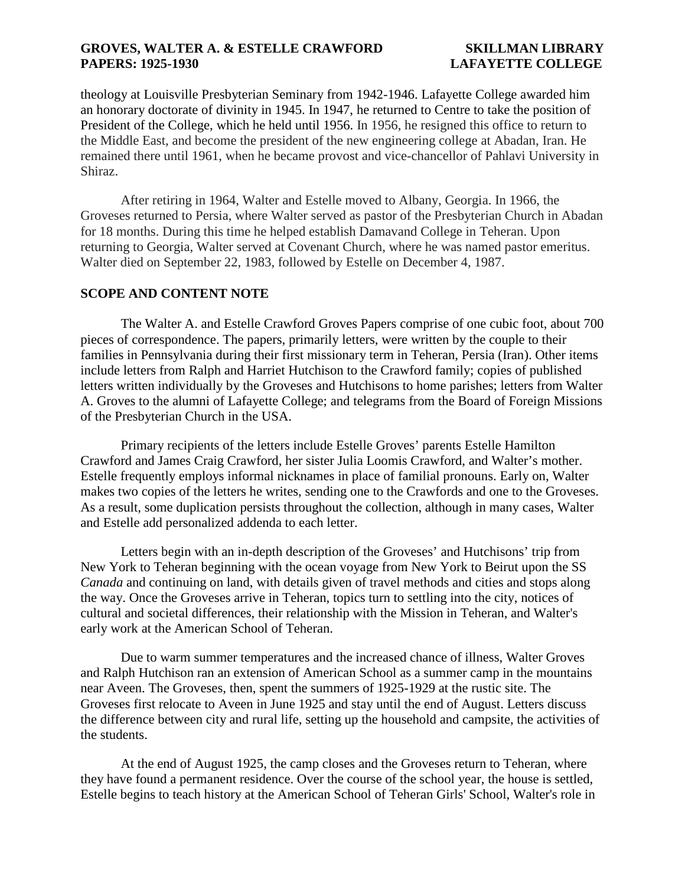theology at Louisville Presbyterian Seminary from 1942-1946. Lafayette College awarded him an honorary doctorate of divinity in 1945. In 1947, he returned to Centre to take the position of President of the College, which he held until 1956. In 1956, he resigned this office to return to the Middle East, and become the president of the new engineering college at Abadan, Iran. He remained there until 1961, when he became provost and vice-chancellor of Pahlavi University in Shiraz.

After retiring in 1964, Walter and Estelle moved to Albany, Georgia. In 1966, the Groveses returned to Persia, where Walter served as pastor of the Presbyterian Church in Abadan for 18 months. During this time he helped establish Damavand College in Teheran. Upon returning to Georgia, Walter served at Covenant Church, where he was named pastor emeritus. Walter died on September 22, 1983, followed by Estelle on December 4, 1987.

## SCOPE AND CONTENT NOTE

The Walter A. and Estelle Crawford Groves Papers comprise of one cubic foot, about 700 pieces of correspondence. The papers, primarily letters, were written by the couple to their families in Pennsylvania during their first missionary term in Teheran, Persia (Iran). Other items include letters from Ralph and Harriet Hutchison to the Crawford family; copies of published letters written individually by the Groveses and Hutchisons to home parishes; letters from Walter A. Groves to the alumni of Lafayette College; and telegrams from the Board of Foreign Missions of the Presbyterian Church in the USA.

Primary recipients of the letters include Estelle Groves' parents Estelle Hamilton Crawford and James Craig Crawford, her sister Julia Loomis Crawford, and Walter's mother. Estelle frequently employs informal nicknames in place of familial pronouns. Early on, Walter makes two copies of the letters he writes, sending one to the Crawfords and one to the Groveses. As a result, some duplication persists throughout the collection, although in many cases, Walter and Estelle add personalized addenda to each letter.

Letters begin with an in-depth description of the Groveses' and Hutchisons' trip from New York to Teheran beginning with the ocean voyage from New York to Beirut upon the SS *Canada* and continuing on land, with details given of travel methods and cities and stops along the way. Once the Groveses arrive in Teheran, topics turn to settling into the city, notices of cultural and societal differences, their relationship with the Mission in Teheran, and Walter's early work at the American School of Teheran.

Due to warm summer temperatures and the increased chance of illness, Walter Groves and Ralph Hutchison ran an extension of American School as a summer camp in the mountains near Aveen. The Groveses, then, spent the summers of 1925-1929 at the rustic site. The Groveses first relocate to Aveen in June 1925 and stay until the end of August. Letters discuss the difference between city and rural life, setting up the household and campsite, the activities of the students.

At the end of August 1925, the camp closes and the Groveses return to Teheran, where they have found a permanent residence. Over the course of the school year, the house is settled, Estelle begins to teach history at the American School of Teheran Girls' School, Walter's role in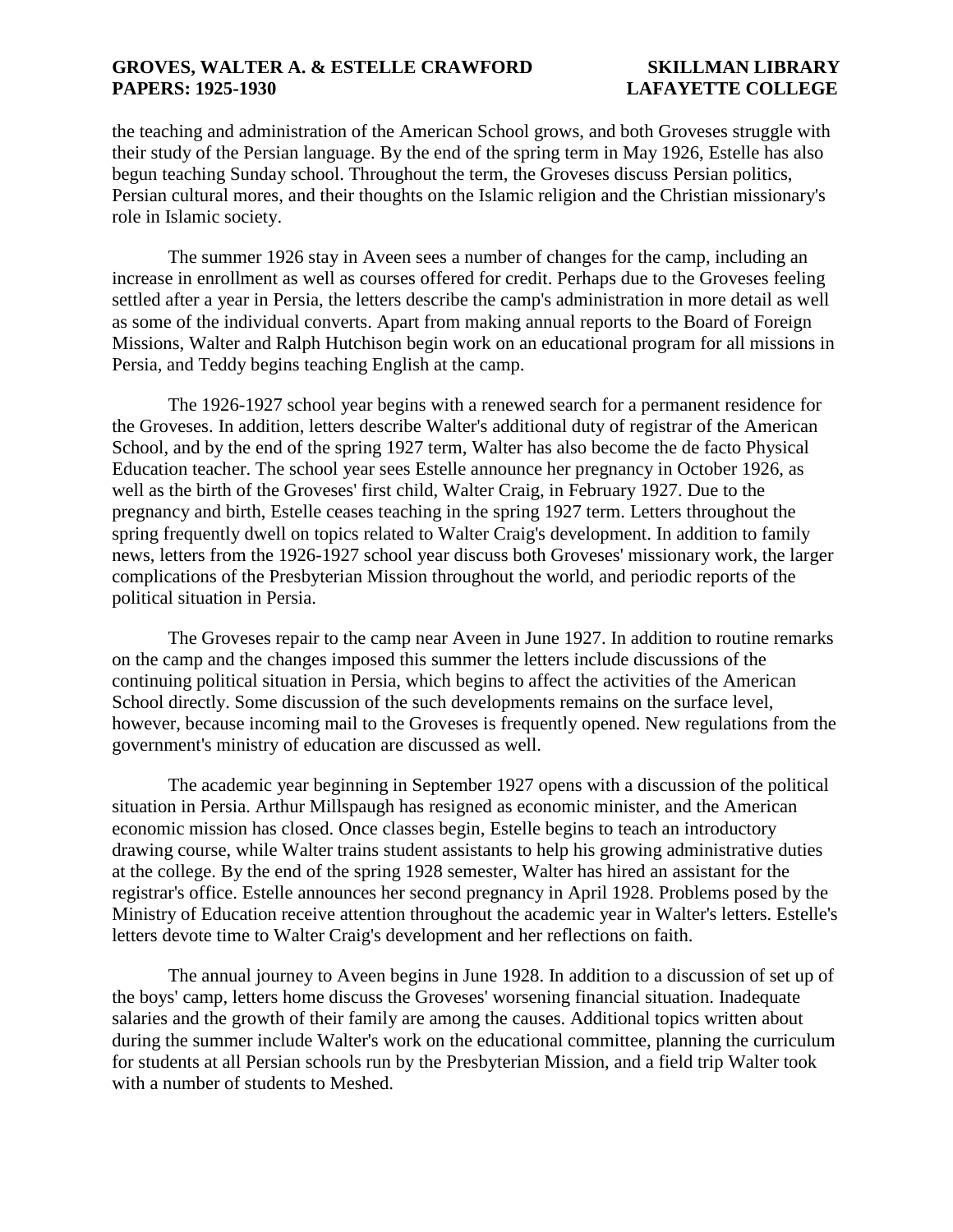the teaching and administration of the American School grows, and both Groveses struggle with their study of the Persian language. By the end of the spring term in May 1926, Estelle has also begun teaching Sunday school. Throughout the term, the Groveses discuss Persian politics, Persian cultural mores, and their thoughts on the Islamic religion and the Christian missionary's role in Islamic society.

The summer 1926 stay in Aveen sees a number of changes for the camp, including an increase in enrollment as well as courses offered for credit. Perhaps due to the Groveses feeling settled after a year in Persia, the letters describe the camp's administration in more detail as well as some of the individual converts. Apart from making annual reports to the Board of Foreign Missions, Walter and Ralph Hutchison begin work on an educational program for all missions in Persia, and Teddy begins teaching English at the camp.

The 1926-1927 school year begins with a renewed search for a permanent residence for the Groveses. In addition, letters describe Walter's additional duty of registrar of the American School, and by the end of the spring 1927 term, Walter has also become the de facto Physical Education teacher. The school year sees Estelle announce her pregnancy in October 1926, as well as the birth of the Groveses' first child, Walter Craig, in February 1927. Due to the pregnancy and birth, Estelle ceases teaching in the spring 1927 term. Letters throughout the spring frequently dwell on topics related to Walter Craig's development. In addition to family news, letters from the 1926-1927 school year discuss both Groveses' missionary work, the larger complications of the Presbyterian Mission throughout the world, and periodic reports of the political situation in Persia.

The Groveses repair to the camp near Aveen in June 1927. In addition to routine remarks on the camp and the changes imposed this summer the letters include discussions of the continuing political situation in Persia, which begins to affect the activities of the American School directly. Some discussion of the such developments remains on the surface level, however, because incoming mail to the Groveses is frequently opened. New regulations from the government's ministry of education are discussed as well.

The academic year beginning in September 1927 opens with a discussion of the political situation in Persia. Arthur Millspaugh has resigned as economic minister, and the American economic mission has closed. Once classes begin, Estelle begins to teach an introductory drawing course, while Walter trains student assistants to help his growing administrative duties at the college. By the end of the spring 1928 semester, Walter has hired an assistant for the registrar's office. Estelle announces her second pregnancy in April 1928. Problems posed by the Ministry of Education receive attention throughout the academic year in Walter's letters. Estelle's letters devote time to Walter Craig's development and her reflections on faith.

The annual journey to Aveen begins in June 1928. In addition to a discussion of set up of the boys' camp, letters home discuss the Groveses' worsening financial situation. Inadequate salaries and the growth of their family are among the causes. Additional topics written about during the summer include Walter's work on the educational committee, planning the curriculum for students at all Persian schools run by the Presbyterian Mission, and a field trip Walter took with a number of students to Meshed.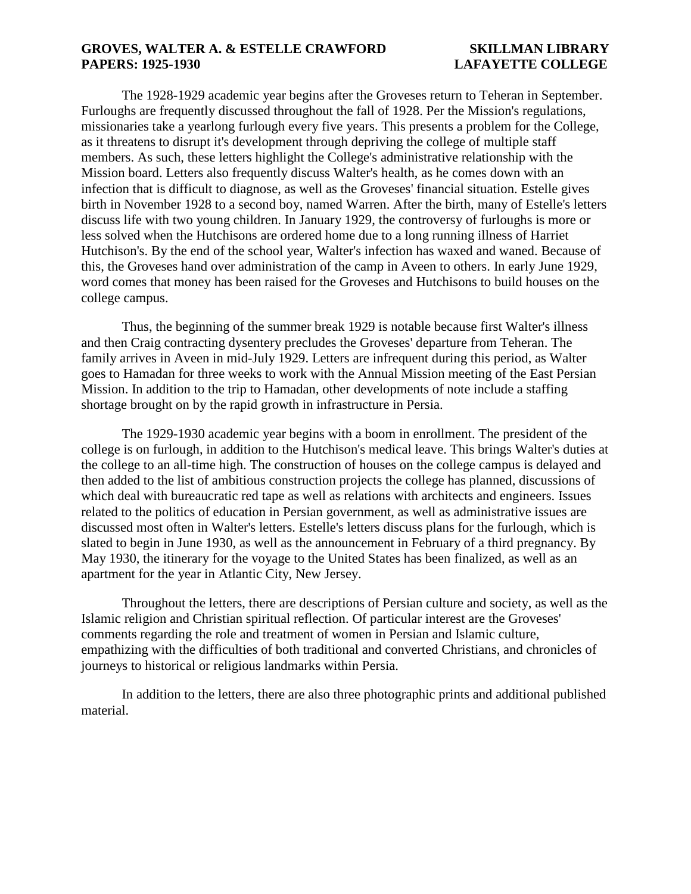The 1928-1929 academic year begins after the Groveses return to Teheran in September. Furloughs are frequently discussed throughout the fall of 1928. Per the Mission's regulations, missionaries take a yearlong furlough every five years. This presents a problem for the College, as it threatens to disrupt it's development through depriving the college of multiple staff members. As such, these letters highlight the College's administrative relationship with the Mission board. Letters also frequently discuss Walter's health, as he comes down with an infection that is difficult to diagnose, as well as the Groveses' financial situation. Estelle gives birth in November 1928 to a second boy, named Warren. After the birth, many of Estelle's letters discuss life with two young children. In January 1929, the controversy of furloughs is more or less solved when the Hutchisons are ordered home due to a long running illness of Harriet Hutchison's. By the end of the school year, Walter's infection has waxed and waned. Because of this, the Groveses hand over administration of the camp in Aveen to others. In early June 1929, word comes that money has been raised for the Groveses and Hutchisons to build houses on the college campus.

Thus, the beginning of the summer break 1929 is notable because first Walter's illness and then Craig contracting dysentery precludes the Groveses' departure from Teheran. The family arrives in Aveen in mid-July 1929. Letters are infrequent during this period, as Walter goes to Hamadan for three weeks to work with the Annual Mission meeting of the East Persian Mission. In addition to the trip to Hamadan, other developments of note include a staffing shortage brought on by the rapid growth in infrastructure in Persia.

The 1929-1930 academic year begins with a boom in enrollment. The president of the college is on furlough, in addition to the Hutchison's medical leave. This brings Walter's duties at the college to an all-time high. The construction of houses on the college campus is delayed and then added to the list of ambitious construction projects the college has planned, discussions of which deal with bureaucratic red tape as well as relations with architects and engineers. Issues related to the politics of education in Persian government, as well as administrative issues are discussed most often in Walter's letters. Estelle's letters discuss plans for the furlough, which is slated to begin in June 1930, as well as the announcement in February of a third pregnancy. By May 1930, the itinerary for the voyage to the United States has been finalized, as well as an apartment for the year in Atlantic City, New Jersey.

Throughout the letters, there are descriptions of Persian culture and society, as well as the Islamic religion and Christian spiritual reflection. Of particular interest are the Groveses' comments regarding the role and treatment of women in Persian and Islamic culture, empathizing with the difficulties of both traditional and converted Christians, and chronicles of journeys to historical or religious landmarks within Persia.

In addition to the letters, there are also three photographic prints and additional published material.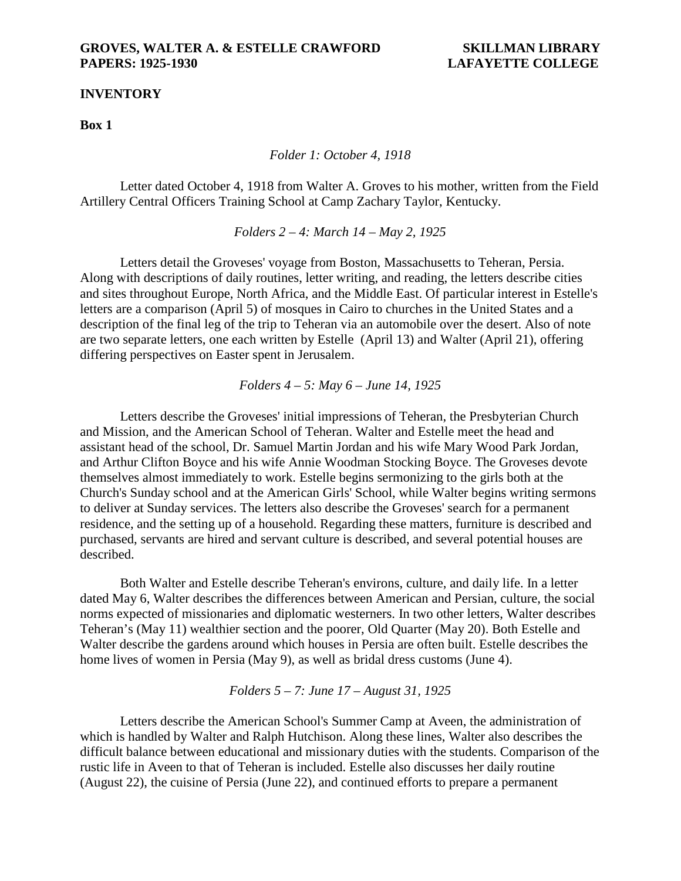**GROVES, WALTER A. & ESTELLE CRAWFORD PAPERS: 1925-1930**

**SKILLMAN LIBRARY LAFAYETTE COLLEGE**

**INVENTORY**

**Box 1**

*Folder 1: October 4, 1918*

Letter dated October 4, 1918 from Walter A. Groves to his mother, written from the Field Artillery Central Officers Training School at Camp Zachary Taylor, Kentucky.

*Folders 2 – 4: March 14 – May 2, 1925*

Letters detail the Groveses' voyage from Boston, Massachusetts to Teheran, Persia. Along with descriptions of daily routines, letter writing, and reading, the letters describe cities and sites throughout Europe, North Africa, and the Middle East. Of particular interest in Estelle's letters are a comparison (April 5) of mosques in Cairo to churches in the United States and a description of the final leg of the trip to Teheran via an automobile over the desert. Also of note are two separate letters, one each written by Estelle (April 13) and Walter (April 21), offering differing perspectives on Easter spent in Jerusalem.

*Folders 4 – 5: May 6 – June 14, 1925*

Letters describe the Groveses' initial impressions of Teheran, the Presbyterian Church and Mission, and the American School of Teheran. Walter and Estelle meet the head and assistant head of the school, Dr. Samuel Martin Jordan and his wife Mary Wood Park Jordan, and Arthur Clifton Boyce and his wife Annie Woodman Stocking Boyce. The Groveses devote themselves almost immediately to work. Estelle begins sermonizing to the girls both at the Church's Sunday school and at the American Girls' School, while Walter begins writing sermons to deliver at Sunday services. The letters also describe the Groveses' search for a permanent residence, and the setting up of a household. Regarding these matters, furniture is described and purchased, servants are hired and servant culture is described, and several potential houses are described.

Both Walter and Estelle describe Teheran's environs, culture, and daily life. In a letter dated May 6, Walter describes the differences between American and Persian, culture, the social norms expected of missionaries and diplomatic westerners. In two other letters, Walter describes Teheran's (May 11) wealthier section and the poorer, Old Quarter (May 20). Both Estelle and Walter describe the gardens around which houses in Persia are often built. Estelle describes the home lives of women in Persia (May 9), as well as bridal dress customs (June 4).

*Folders 5 – 7: June 17 – August 31, 1925*

Letters describe the American School's Summer Camp at Aveen, the administration of which is handled by Walter and Ralph Hutchison. Along these lines, Walter also describes the difficult balance between educational and missionary duties with the students. Comparison of the rustic life in Aveen to that of Teheran is included. Estelle also discusses her daily routine (August 22), the cuisine of Persia (June 22), and continued efforts to prepare a permanent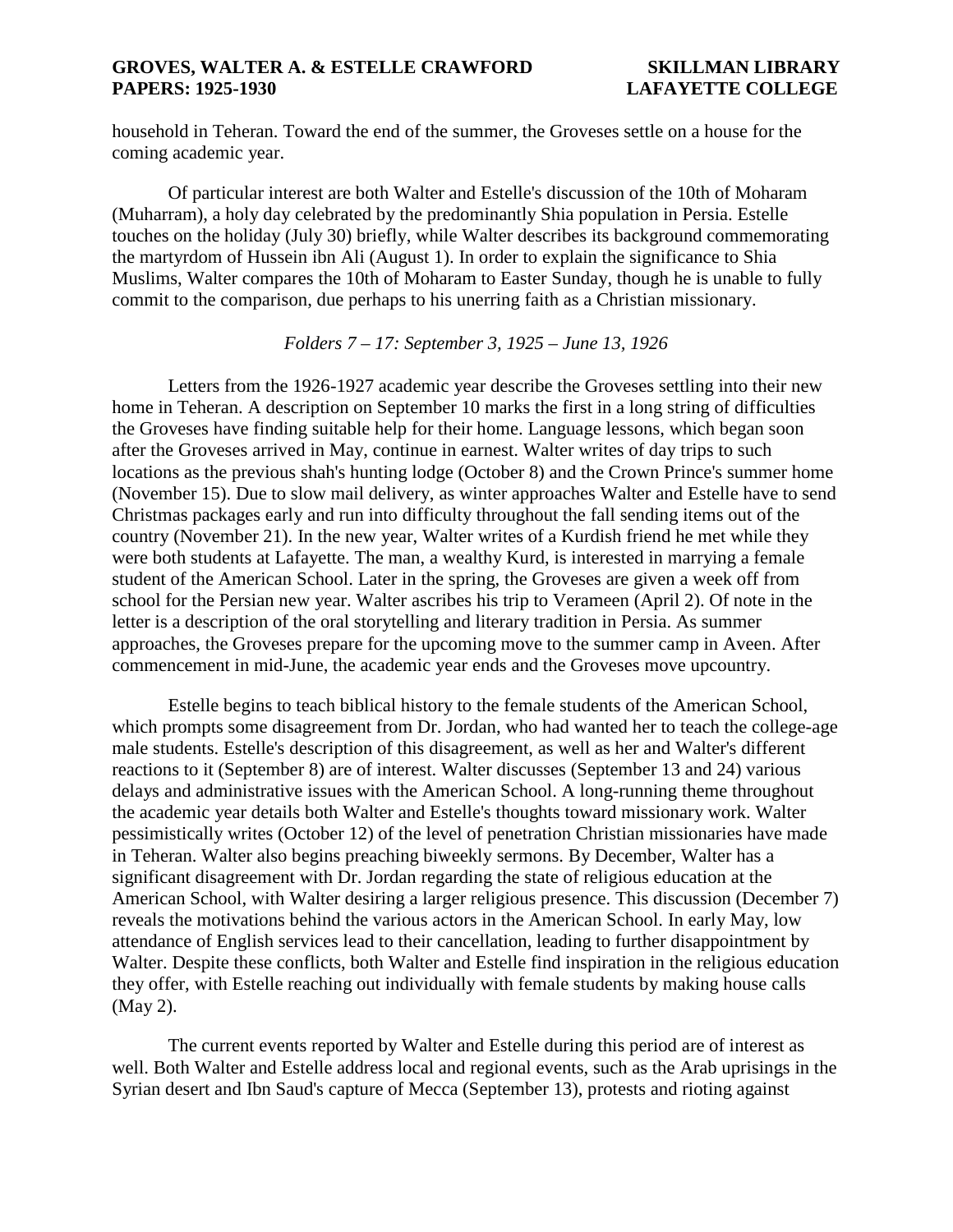household in Teheran. Toward the end of the summer, the Groveses settle on a house for the coming academic year.

Of particular interest are both Walter and Estelle's discussion of the 10th of Moharam (Muharram), a holy day celebrated by the predominantly Shia population in Persia. Estelle touches on the holiday (July 30) briefly, while Walter describes its background commemorating the martyrdom of Hussein ibn Ali (August 1). In order to explain the significance to Shia Muslims, Walter compares the 10th of Moharam to Easter Sunday, though he is unable to fully commit to the comparison, due perhaps to his unerring faith as a Christian missionary.

*Folders 7 – 17: September 3, 1925 – June 13, 1926*

Letters from the 1926-1927 academic year describe the Groveses settling into their new home in Teheran. A description on September 10 marks the first in a long string of difficulties the Groveses have finding suitable help for their home. Language lessons, which began soon after the Groveses arrived in May, continue in earnest. Walter writes of day trips to such locations as the previous shah's hunting lodge (October 8) and the Crown Prince's summer home (November 15). Due to slow mail delivery, as winter approaches Walter and Estelle have to send Christmas packages early and run into difficulty throughout the fall sending items out of the country (November 21). In the new year, Walter writes of a Kurdish friend he met while they were both students at Lafayette. The man, a wealthy Kurd, is interested in marrying a female student of the American School. Later in the spring, the Groveses are given a week off from school for the Persian new year. Walter ascribes his trip to Verameen (April 2). Of note in the letter is a description of the oral storytelling and literary tradition in Persia. As summer approaches, the Groveses prepare for the upcoming move to the summer camp in Aveen. After commencement in mid-June, the academic year ends and the Groveses move upcountry.

Estelle begins to teach biblical history to the female students of the American School, which prompts some disagreement from Dr. Jordan, who had wanted her to teach the college-age male students. Estelle's description of this disagreement, as well as her and Walter's different reactions to it (September 8) are of interest. Walter discusses (September 13 and 24) various delays and administrative issues with the American School. A long-running theme throughout the academic year details both Walter and Estelle's thoughts toward missionary work. Walter pessimistically writes (October 12) of the level of penetration Christian missionaries have made in Teheran. Walter also begins preaching biweekly sermons. By December, Walter has a significant disagreement with Dr. Jordan regarding the state of religious education at the American School, with Walter desiring a larger religious presence. This discussion (December 7) reveals the motivations behind the various actors in the American School. In early May, low attendance of English services lead to their cancellation, leading to further disappointment by Walter. Despite these conflicts, both Walter and Estelle find inspiration in the religious education they offer, with Estelle reaching out individually with female students by making house calls (May 2).

The current events reported by Walter and Estelle during this period are of interest as well. Both Walter and Estelle address local and regional events, such as the Arab uprisings in the Syrian desert and Ibn Saud's capture of Mecca (September 13), protests and rioting against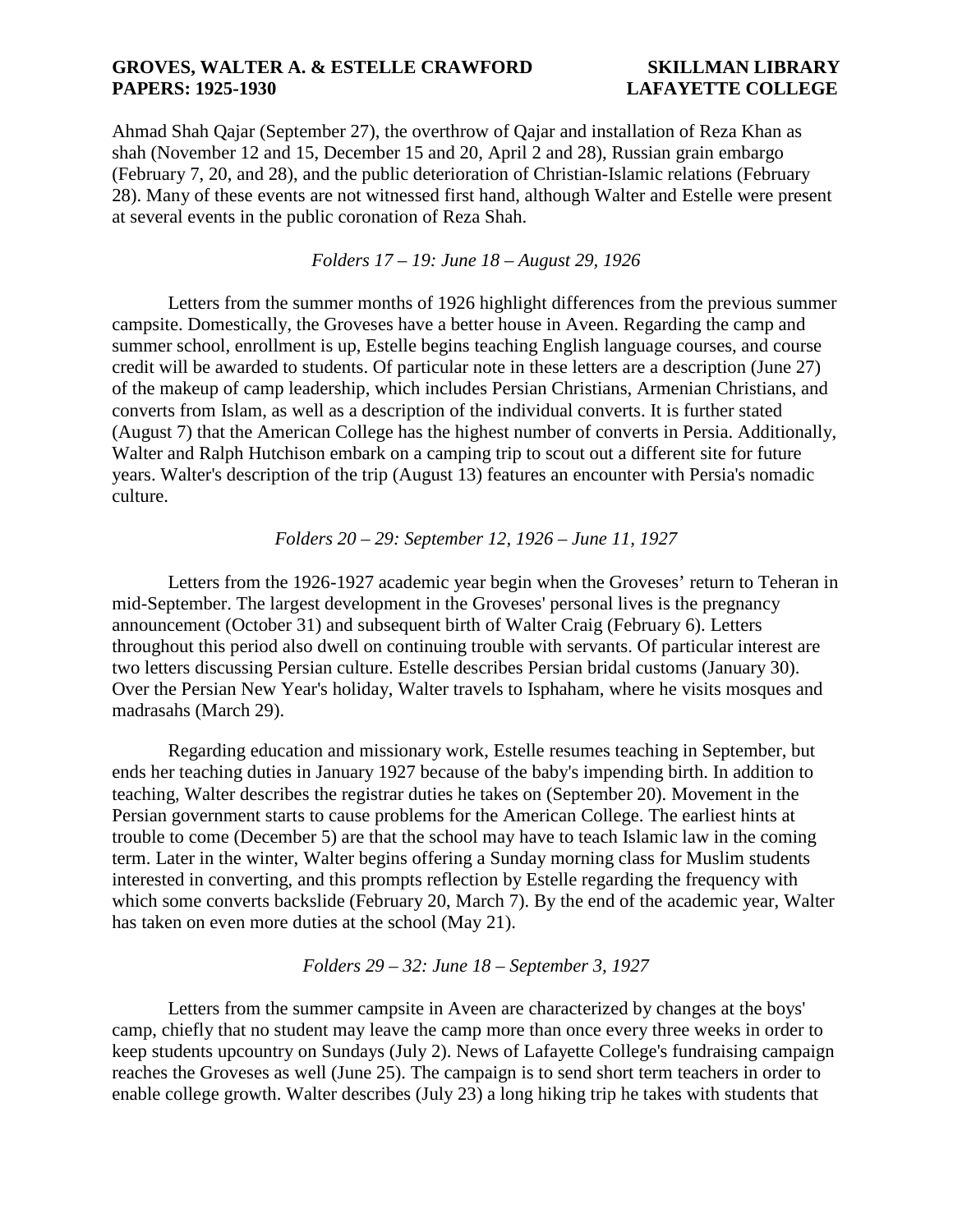Ahmad Shah Qajar (September 27), the overthrow of Qajar and installation of Reza Khan as shah (November 12 and 15, December 15 and 20, April 2 and 28), Russian grain embargo (February 7, 20, and 28), and the public deterioration of Christian-Islamic relations (February 28). Many of these events are not witnessed first hand, although Walter and Estelle were present at several events in the public coronation of Reza Shah.

*Folders 17 – 19: June 18 – August 29, 1926*

Letters from the summer months of 1926 highlight differences from the previous summer campsite. Domestically, the Groveses have a better house in Aveen. Regarding the camp and summer school, enrollment is up, Estelle begins teaching English language courses, and course credit will be awarded to students. Of particular note in these letters are a description (June 27) of the makeup of camp leadership, which includes Persian Christians, Armenian Christians, and converts from Islam, as well as a description of the individual converts. It is further stated (August 7) that the American College has the highest number of converts in Persia. Additionally, Walter and Ralph Hutchison embark on a camping trip to scout out a different site for future years. Walter's description of the trip (August 13) features an encounter with Persia's nomadic culture.

*Folders 20 – 29: September 12, 1926 – June 11, 1927*

Letters from the 1926-1927 academic year begin when the Groveses' return to Teheran in mid-September. The largest development in the Groveses' personal lives is the pregnancy announcement (October 31) and subsequent birth of Walter Craig (February 6). Letters throughout this period also dwell on continuing trouble with servants. Of particular interest are two letters discussing Persian culture. Estelle describes Persian bridal customs (January 30). Over the Persian New Year's holiday, Walter travels to Isphaham, where he visits mosques and madrasahs (March 29).

Regarding education and missionary work, Estelle resumes teaching in September, but ends her teaching duties in January 1927 because of the baby's impending birth. In addition to teaching, Walter describes the registrar duties he takes on (September 20). Movement in the Persian government starts to cause problems for the American College. The earliest hints at trouble to come (December 5) are that the school may have to teach Islamic law in the coming term. Later in the winter, Walter begins offering a Sunday morning class for Muslim students interested in converting, and this prompts reflection by Estelle regarding the frequency with which some converts backslide (February 20, March 7). By the end of the academic year, Walter has taken on even more duties at the school (May 21).

*Folders 29 – 32: June 18 – September 3, 1927*

Letters from the summer campsite in Aveen are characterized by changes at the boys' camp, chiefly that no student may leave the camp more than once every three weeks in order to keep students upcountry on Sundays (July 2). News of Lafayette College's fundraising campaign reaches the Groveses as well (June 25). The campaign is to send short term teachers in order to enable college growth. Walter describes (July 23) a long hiking trip he takes with students that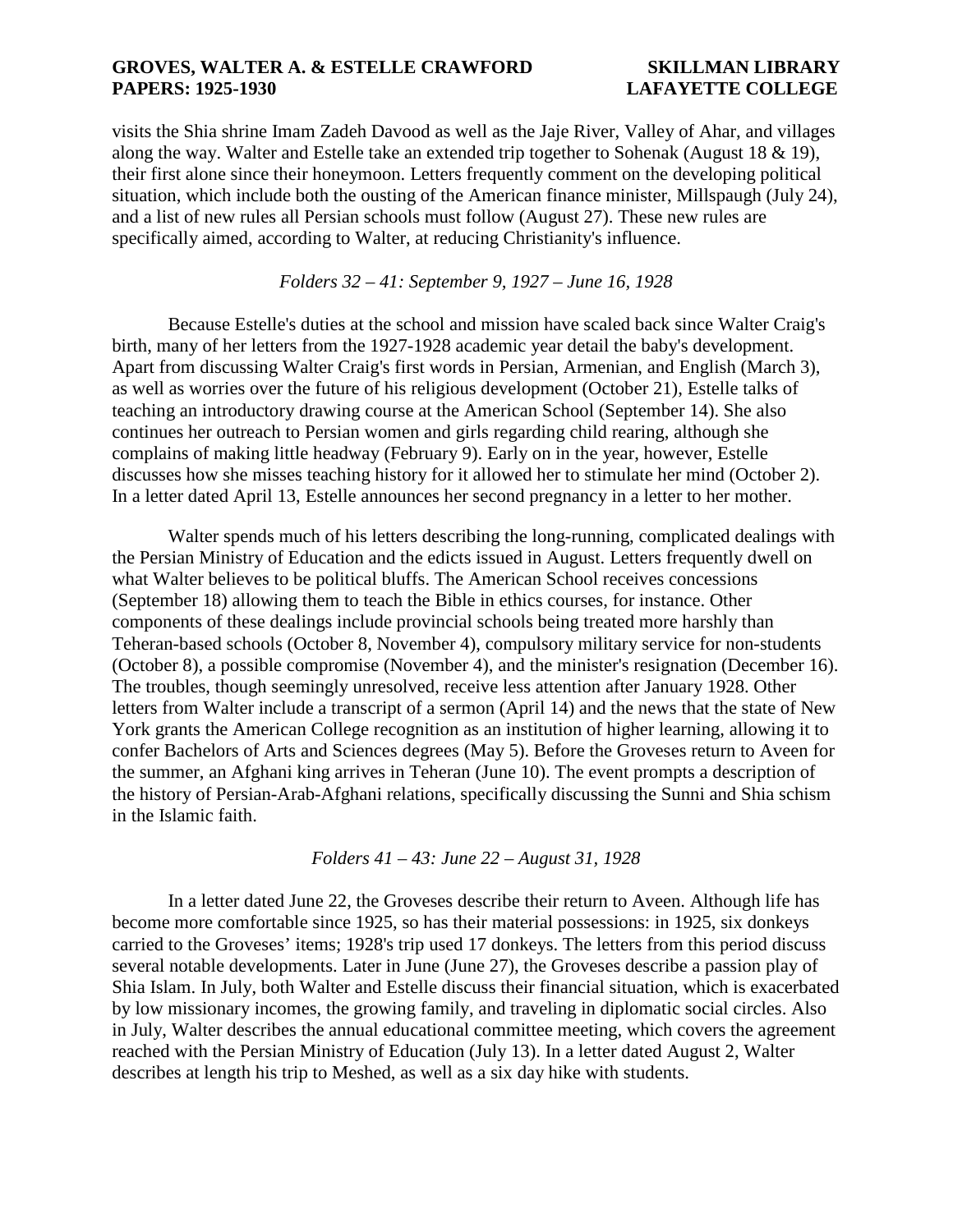visits the Shia shrine Imam Zadeh Davood as well as the Jaje River, Valley of Ahar, and villages along the way. Walter and Estelle take an extended trip together to Sohenak (August 18 & 19), their first alone since their honeymoon. Letters frequently comment on the developing political situation, which include both the ousting of the American finance minister, Millspaugh (July 24), and a list of new rules all Persian schools must follow (August 27). These new rules are specifically aimed, according to Walter, at reducing Christianity's influence.

*Folders 32 – 41: September 9, 1927 – June 16, 1928*

Because Estelle's duties at the school and mission have scaled back since Walter Craig's birth, many of her letters from the 1927-1928 academic year detail the baby's development. Apart from discussing Walter Craig's first words in Persian, Armenian, and English (March 3), as well as worries over the future of his religious development (October 21), Estelle talks of teaching an introductory drawing course at the American School (September 14). She also continues her outreach to Persian women and girls regarding child rearing, although she complains of making little headway (February 9). Early on in the year, however, Estelle discusses how she misses teaching history for it allowed her to stimulate her mind (October 2). In a letter dated April 13, Estelle announces her second pregnancy in a letter to her mother.

Walter spends much of his letters describing the long-running, complicated dealings with the Persian Ministry of Education and the edicts issued in August. Letters frequently dwell on what Walter believes to be political bluffs. The American School receives concessions (September 18) allowing them to teach the Bible in ethics courses, for instance. Other components of these dealings include provincial schools being treated more harshly than Teheran-based schools (October 8, November 4), compulsory military service for non-students (October 8), a possible compromise (November 4), and the minister's resignation (December 16). The troubles, though seemingly unresolved, receive less attention after January 1928. Other letters from Walter include a transcript of a sermon (April 14) and the news that the state of New York grants the American College recognition as an institution of higher learning, allowing it to confer Bachelors of Arts and Sciences degrees (May 5). Before the Groveses return to Aveen for the summer, an Afghani king arrives in Teheran (June 10). The event prompts a description of the history of Persian-Arab-Afghani relations, specifically discussing the Sunni and Shia schism in the Islamic faith.

*Folders 41 – 43: June 22 – August 31, 1928*

In a letter dated June 22, the Groveses describe their return to Aveen. Although life has become more comfortable since 1925, so has their material possessions: in 1925, six donkeys carried to the Groveses' items; 1928's trip used 17 donkeys. The letters from this period discuss several notable developments. Later in June (June 27), the Groveses describe a passion play of Shia Islam. In July, both Walter and Estelle discuss their financial situation, which is exacerbated by low missionary incomes, the growing family, and traveling in diplomatic social circles. Also in July, Walter describes the annual educational committee meeting, which covers the agreement reached with the Persian Ministry of Education (July 13). In a letter dated August 2, Walter describes at length his trip to Meshed, as well as a six day hike with students.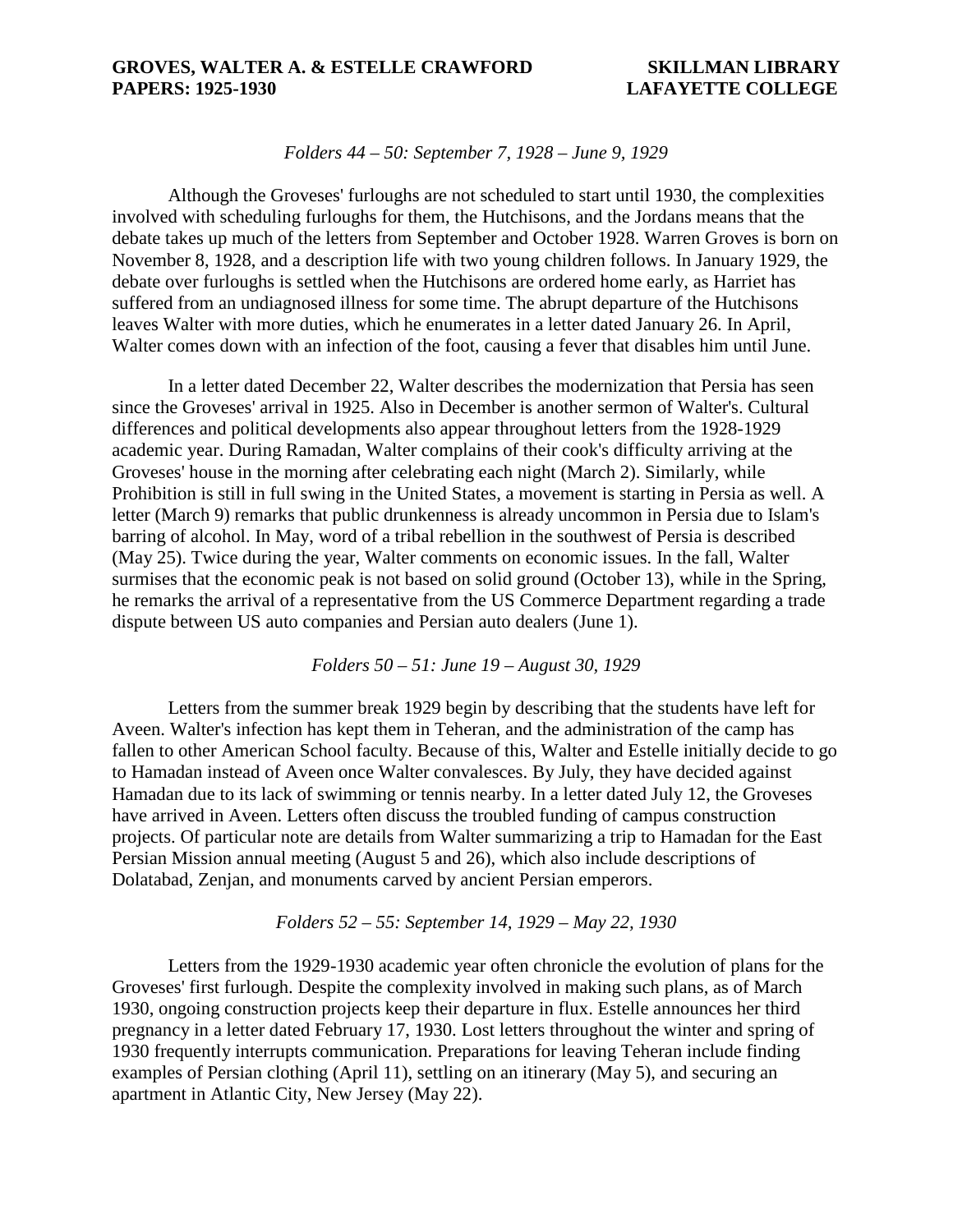*Folders 44 – 50: September 7, 1928 – June 9, 1929*

Although the Groveses' furloughs are not scheduled to start until 1930, the complexities involved with scheduling furloughs for them, the Hutchisons, and the Jordans means that the debate takes up much of the letters from September and October 1928. Warren Groves is born on November 8, 1928, and a description life with two young children follows. In January 1929, the debate over furloughs is settled when the Hutchisons are ordered home early, as Harriet has suffered from an undiagnosed illness for some time. The abrupt departure of the Hutchisons leaves Walter with more duties, which he enumerates in a letter dated January 26. In April, Walter comes down with an infection of the foot, causing a fever that disables him until June.

In a letter dated December 22, Walter describes the modernization that Persia has seen since the Groveses' arrival in 1925. Also in December is another sermon of Walter's. Cultural differences and political developments also appear throughout letters from the 1928-1929 academic year. During Ramadan, Walter complains of their cook's difficulty arriving at the Groveses' house in the morning after celebrating each night (March 2). Similarly, while Prohibition is still in full swing in the United States, a movement is starting in Persia as well. A letter (March 9) remarks that public drunkenness is already uncommon in Persia due to Islam's barring of alcohol. In May, word of a tribal rebellion in the southwest of Persia is described (May 25). Twice during the year, Walter comments on economic issues. In the fall, Walter surmises that the economic peak is not based on solid ground (October 13), while in the Spring, he remarks the arrival of a representative from the US Commerce Department regarding a trade dispute between US auto companies and Persian auto dealers (June 1).

*Folders 50 – 51: June 19 – August 30, 1929*

Letters from the summer break 1929 begin by describing that the students have left for Aveen. Walter's infection has kept them in Teheran, and the administration of the camp has fallen to other American School faculty. Because of this, Walter and Estelle initially decide to go to Hamadan instead of Aveen once Walter convalesces. By July, they have decided against Hamadan due to its lack of swimming or tennis nearby. In a letter dated July 12, the Groveses have arrived in Aveen. Letters often discuss the troubled funding of campus construction projects. Of particular note are details from Walter summarizing a trip to Hamadan for the East Persian Mission annual meeting (August 5 and 26), which also include descriptions of Dolatabad, Zenjan, and monuments carved by ancient Persian emperors.

*Folders 52 – 55: September 14, 1929 – May 22, 1930*

Letters from the 1929-1930 academic year often chronicle the evolution of plans for the Groveses' first furlough. Despite the complexity involved in making such plans, as of March 1930, ongoing construction projects keep their departure in flux. Estelle announces her third pregnancy in a letter dated February 17, 1930. Lost letters throughout the winter and spring of 1930 frequently interrupts communication. Preparations for leaving Teheran include finding examples of Persian clothing (April 11), settling on an itinerary (May 5), and securing an apartment in Atlantic City, New Jersey (May 22).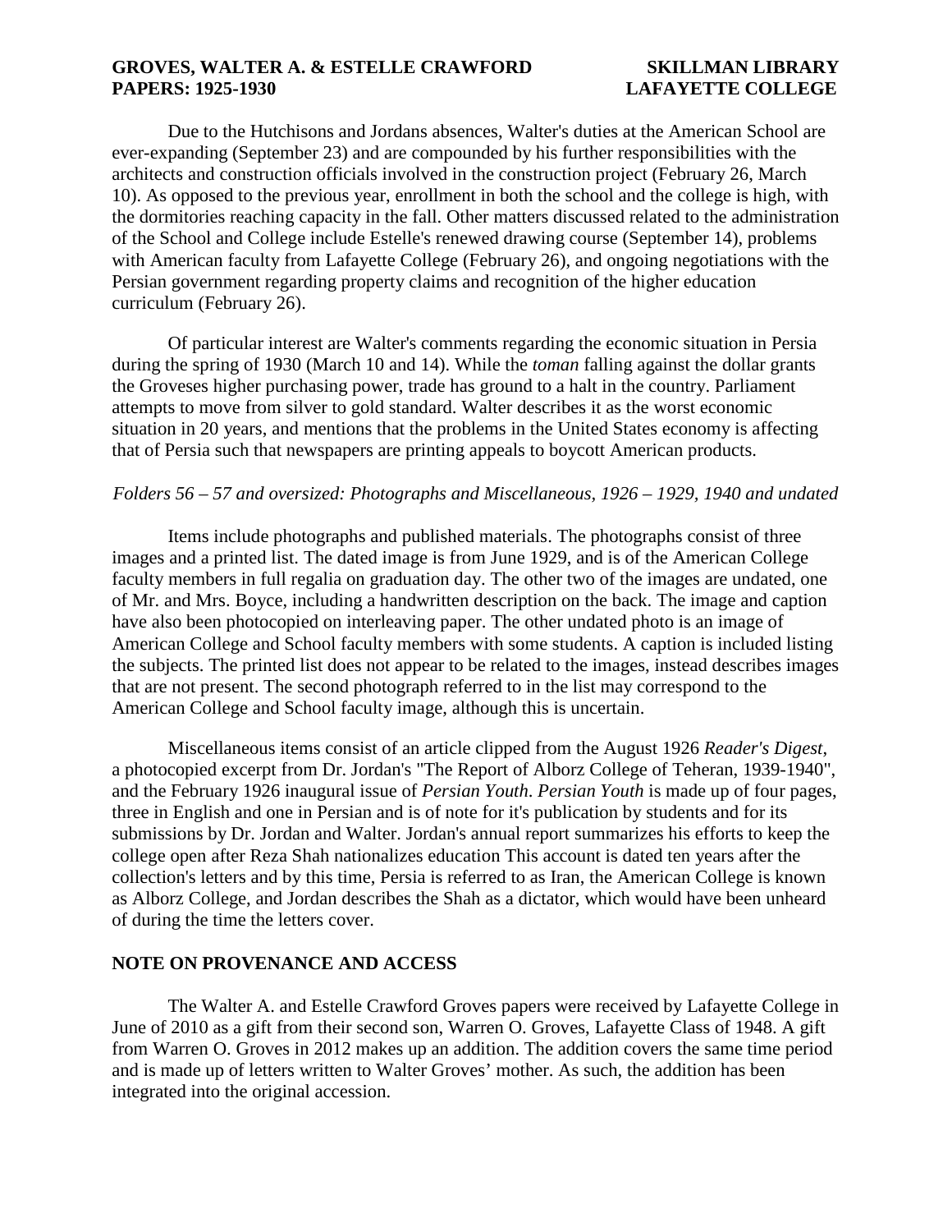Due to the Hutchisons and Jordans absences, Walter's duties at the American School are ever-expanding (September 23) and are compounded by his further responsibilities with the architects and construction officials involved in the construction project (February 26, March 10). As opposed to the previous year, enrollment in both the school and the college is high, with the dormitories reaching capacity in the fall. Other matters discussed related to the administration of the School and College include Estelle's renewed drawing course (September 14), problems with American faculty from Lafayette College (February 26), and ongoing negotiations with the Persian government regarding property claims and recognition of the higher education curriculum (February 26).

Of particular interest are Walter's comments regarding the economic situation in Persia during the spring of 1930 (March 10 and 14). While the *toman* falling against the dollar grants the Groveses higher purchasing power, trade has ground to a halt in the country. Parliament attempts to move from silver to gold standard. Walter describes it as the worst economic situation in 20 years, and mentions that the problems in the United States economy is affecting that of Persia such that newspapers are printing appeals to boycott American products.

*Folders 56 – 57 and oversized: Photographs and Miscellaneous, 1926 – 1929, 1940 and undated*

Items include photographs and published materials. The photographs consist of three images and a printed list. The dated image is from June 1929, and is of the American College faculty members in full regalia on graduation day. The other two of the images are undated, one of Mr. and Mrs. Boyce, including a handwritten description on the back. The image and caption have also been photocopied on interleaving paper. The other undated photo is an image of American College and School faculty members with some students. A caption is included listing the subjects. The printed list does not appear to be related to the images, instead describes images that are not present. The second photograph referred to in the list may correspond to the American College and School faculty image, although this is uncertain.

Miscellaneous items consist of an article clipped from the August 1926 *Reader's Digest*, a photocopied excerpt from Dr. Jordan's "The Report of Alborz College of Teheran, 1939-1940", and the February 1926 inaugural issue of *Persian Youth*. *Persian Youth* is made up of four pages, three in English and one in Persian and is of note for it's publication by students and for its submissions by Dr. Jordan and Walter. Jordan's annual report summarizes his efforts to keep the college open after Reza Shah nationalizes education This account is dated ten years after the collection's letters and by this time, Persia is referred to as Iran, the American College is known as Alborz College, and Jordan describes the Shah as a dictator, which would have been unheard of during the time the letters cover.

## NOTE ON PROVENANCE AND ACCESS

The Walter A. and Estelle Crawford Groves papers were received by Lafayette College in June of 2010 as a gift from their second son, Warren O. Groves, Lafayette Class of 1948. A gift from Warren O. Groves in 2012 makes up an addition. The addition covers the same time period and is made up of letters written to Walter Groves' mother. As such, the addition has been integrated into the original accession.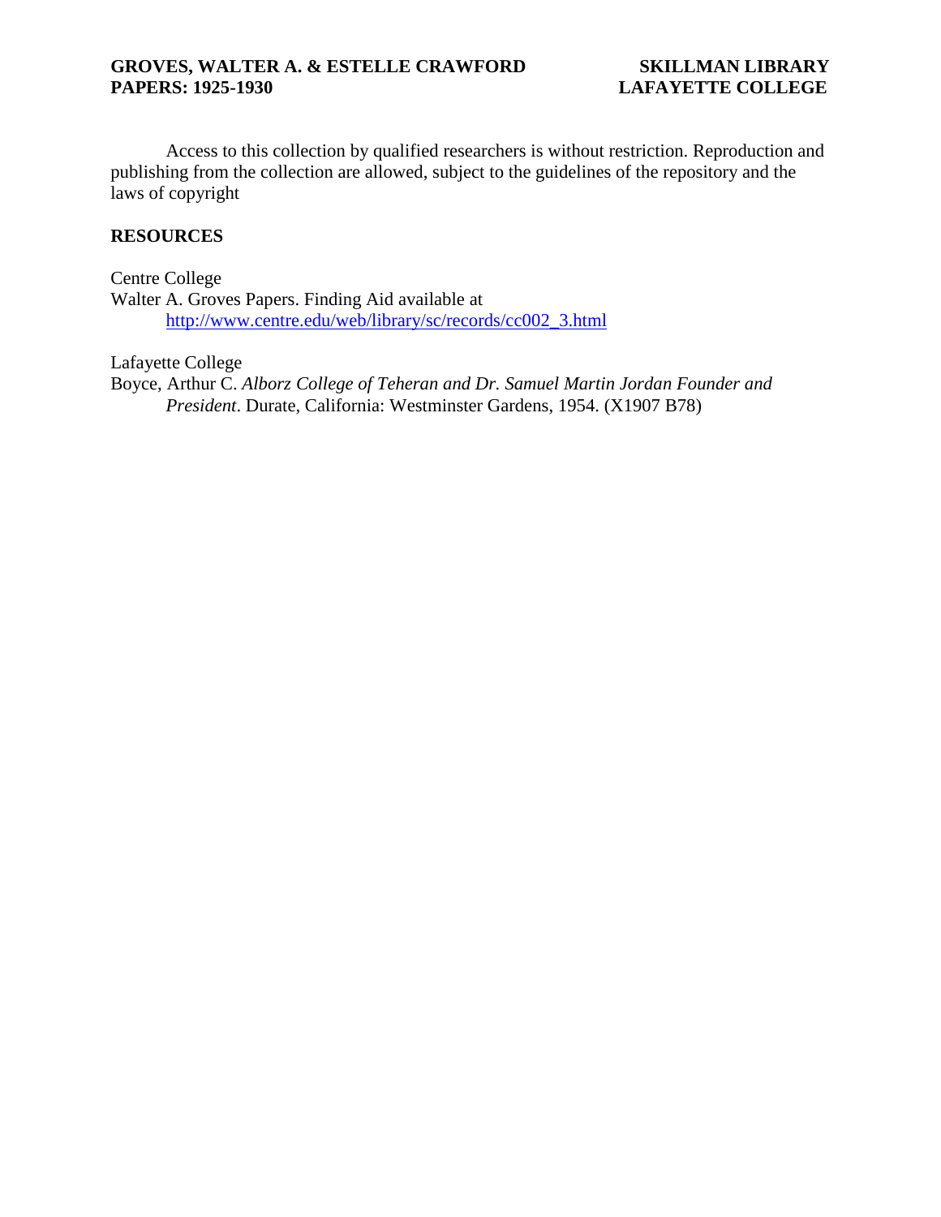Access to this collection by qualified researchers is without restriction. Reproduction and publishing from the collection are allowed, subject to the guidelines of the repository and the laws of copyright

## RESOURCES

Centre College
Walter A. Groves Papers. Finding Aid available at
[http://www.centre.edu/web/library/sc/records/cc002_3.html](http://www.centre.edu/web/library/sc/records/cc002_3.html)

Lafayette College
Boyce, Arthur C. *Alborz College of Teheran and Dr. Samuel Martin Jordan Founder and President*. Durate, California: Westminster Gardens, 1954. (X1907 B78)